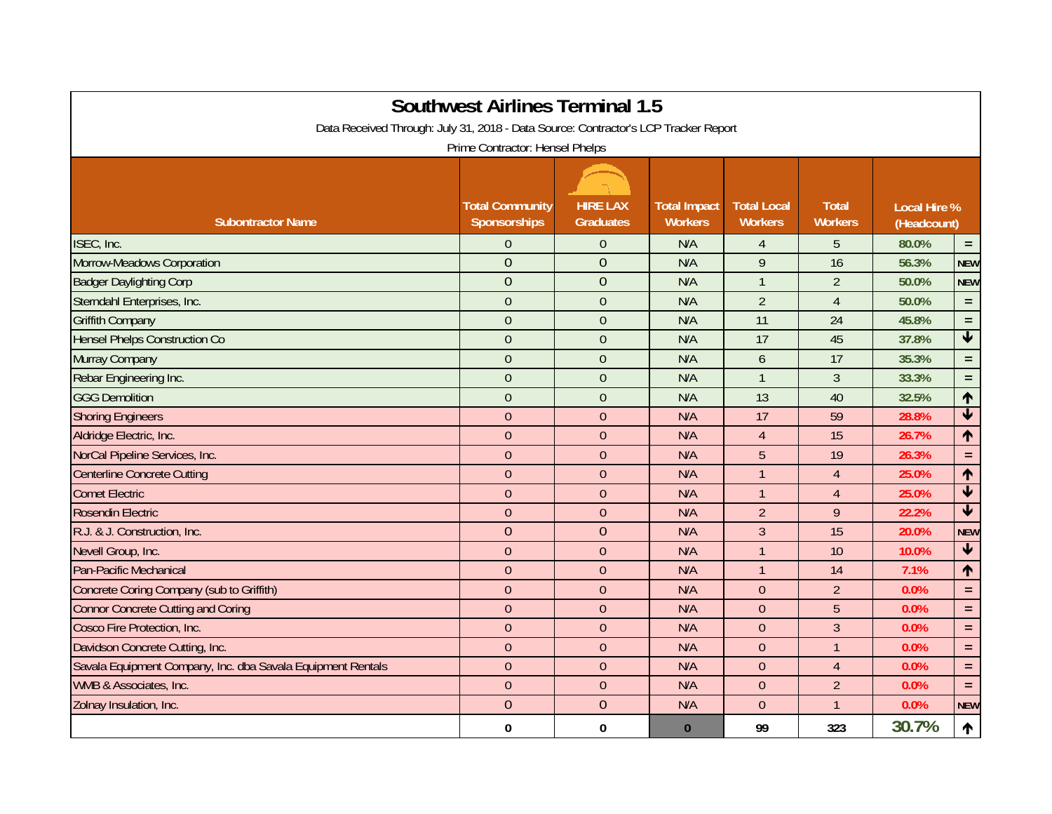# Southwest Airlines Terminal 1.5

Data Received Through: July 31, 2018 - Data Source: Contractor's LCP Tracker Report

Prime Contractor: Hensel Phelps

| Subontractor Name | Total Community Sponsorships | HIRE LAX Graduates | Total Impact Workers | Total Local Workers | Total Workers | Local Hire % (Headcount) | |
|---|---|---|---|---|---|---|---|
| ISEC, Inc. | 0 | 0 | N/A | 4 | 5 | 80.0% | = |
| Morrow-Meadows Corporation | 0 | 0 | N/A | 9 | 16 | 56.3% | NEW |
| Badger Daylighting Corp | 0 | 0 | N/A | 1 | 2 | 50.0% | NEW |
| Sterndahl Enterprises, Inc. | 0 | 0 | N/A | 2 | 4 | 50.0% | = |
| Griffith Company | 0 | 0 | N/A | 11 | 24 | 45.8% | = |
| Hensel Phelps Construction Co | 0 | 0 | N/A | 17 | 45 | 37.8% | ↓ |
| Murray Company | 0 | 0 | N/A | 6 | 17 | 35.3% | = |
| Rebar Engineering Inc. | 0 | 0 | N/A | 1 | 3 | 33.3% | = |
| GGG Demolition | 0 | 0 | N/A | 13 | 40 | 32.5% | ↑ |
| Shoring Engineers | 0 | 0 | N/A | 17 | 59 | 28.8% | ↓ |
| Aldridge Electric, Inc. | 0 | 0 | N/A | 4 | 15 | 26.7% | ↑ |
| NorCal Pipeline Services, Inc. | 0 | 0 | N/A | 5 | 19 | 26.3% | = |
| Centerline Concrete Cutting | 0 | 0 | N/A | 1 | 4 | 25.0% | ↑ |
| Comet Electric | 0 | 0 | N/A | 1 | 4 | 25.0% | ↓ |
| Rosendin Electric | 0 | 0 | N/A | 2 | 9 | 22.2% | ↓ |
| R.J. & J. Construction, Inc. | 0 | 0 | N/A | 3 | 15 | 20.0% | NEW |
| Nevell Group, Inc. | 0 | 0 | N/A | 1 | 10 | 10.0% | ↓ |
| Pan-Pacific Mechanical | 0 | 0 | N/A | 1 | 14 | 7.1% | ↑ |
| Concrete Coring Company (sub to Griffith) | 0 | 0 | N/A | 0 | 2 | 0.0% | = |
| Connor Concrete Cutting and Coring | 0 | 0 | N/A | 0 | 5 | 0.0% | = |
| Cosco Fire Protection, Inc. | 0 | 0 | N/A | 0 | 3 | 0.0% | = |
| Davidson Concrete Cutting, Inc. | 0 | 0 | N/A | 0 | 1 | 0.0% | = |
| Savala Equipment Company, Inc. dba Savala Equipment Rentals | 0 | 0 | N/A | 0 | 4 | 0.0% | = |
| WMB & Associates, Inc. | 0 | 0 | N/A | 0 | 2 | 0.0% | = |
| Zolnay Insulation, Inc. | 0 | 0 | N/A | 0 | 1 | 0.0% | NEW |
| | **0** | **0** | **0** | **99** | **323** | **30.7%** | ↑ |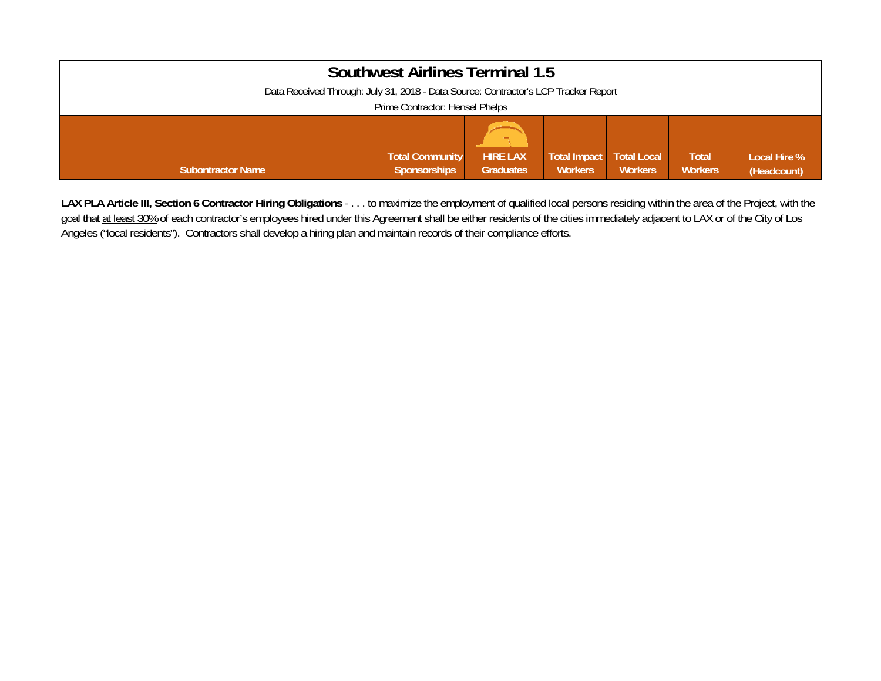# Southwest Airlines Terminal 1.5

Data Received Through: July 31, 2018 - Data Source: Contractor's LCP Tracker Report

Prime Contractor: Hensel Phelps

| Subontractor Name | Total Community Sponsorships | HIRE LAX Graduates | Total Impact Workers | Total Local Workers | Total Workers | Local Hire % (Headcount) |
|---|---|---|---|---|---|---|

**LAX PLA Article III, Section 6 Contractor Hiring Obligations** - . . . to maximize the employment of qualified local persons residing within the area of the Project, with the goal that at least 30% of each contractor's employees hired under this Agreement shall be either residents of the cities immediately adjacent to LAX or of the City of Los Angeles ("local residents"). Contractors shall develop a hiring plan and maintain records of their compliance efforts.